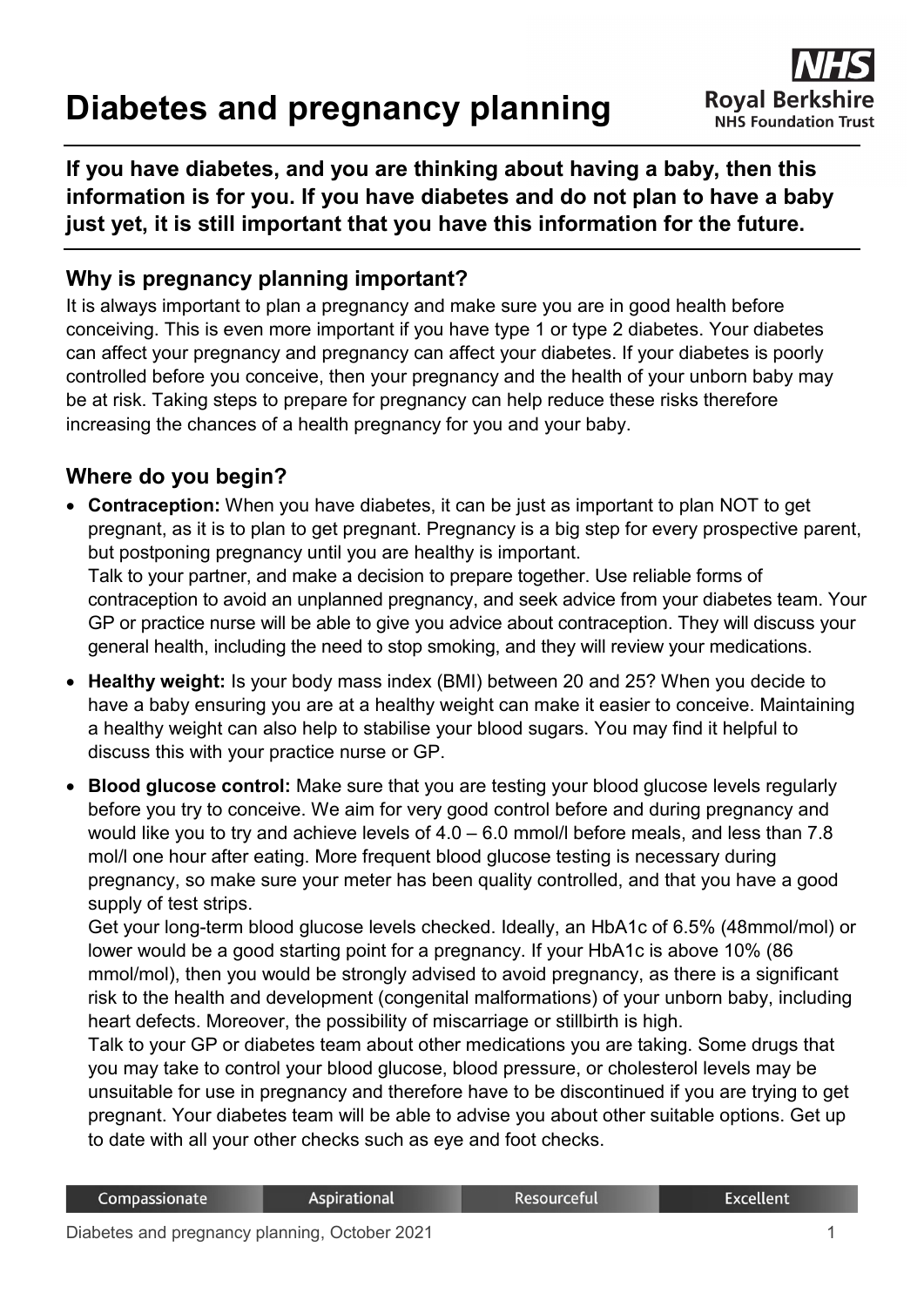# Diabetes and pregnancy planning

**If you have diabetes, and you are thinking about having a baby, then this information is for you. If you have diabetes and do not plan to have a baby just yet, it is still important that you have this information for the future.**

## Why is pregnancy planning important?

It is always important to plan a pregnancy and make sure you are in good health before conceiving. This is even more important if you have type 1 or type 2 diabetes. Your diabetes can affect your pregnancy and pregnancy can affect your diabetes. If your diabetes is poorly controlled before you conceive, then your pregnancy and the health of your unborn baby may be at risk. Taking steps to prepare for pregnancy can help reduce these risks therefore increasing the chances of a health pregnancy for you and your baby.

## Where do you begin?

- **Contraception:** When you have diabetes, it can be just as important to plan NOT to get pregnant, as it is to plan to get pregnant. Pregnancy is a big step for every prospective parent, but postponing pregnancy until you are healthy is important.
  Talk to your partner, and make a decision to prepare together. Use reliable forms of contraception to avoid an unplanned pregnancy, and seek advice from your diabetes team. Your GP or practice nurse will be able to give you advice about contraception. They will discuss your general health, including the need to stop smoking, and they will review your medications.
- **Healthy weight:** Is your body mass index (BMI) between 20 and 25? When you decide to have a baby ensuring you are at a healthy weight can make it easier to conceive. Maintaining a healthy weight can also help to stabilise your blood sugars. You may find it helpful to discuss this with your practice nurse or GP.
- **Blood glucose control:** Make sure that you are testing your blood glucose levels regularly before you try to conceive. We aim for very good control before and during pregnancy and would like you to try and achieve levels of 4.0 – 6.0 mmol/l before meals, and less than 7.8 mol/l one hour after eating. More frequent blood glucose testing is necessary during pregnancy, so make sure your meter has been quality controlled, and that you have a good supply of test strips.
  Get your long-term blood glucose levels checked. Ideally, an HbA1c of 6.5% (48mmol/mol) or lower would be a good starting point for a pregnancy. If your HbA1c is above 10% (86 mmol/mol), then you would be strongly advised to avoid pregnancy, as there is a significant risk to the health and development (congenital malformations) of your unborn baby, including heart defects. Moreover, the possibility of miscarriage or stillbirth is high.
  Talk to your GP or diabetes team about other medications you are taking. Some drugs that you may take to control your blood glucose, blood pressure, or cholesterol levels may be unsuitable for use in pregnancy and therefore have to be discontinued if you are trying to get pregnant. Your diabetes team will be able to advise you about other suitable options. Get up to date with all your other checks such as eye and foot checks.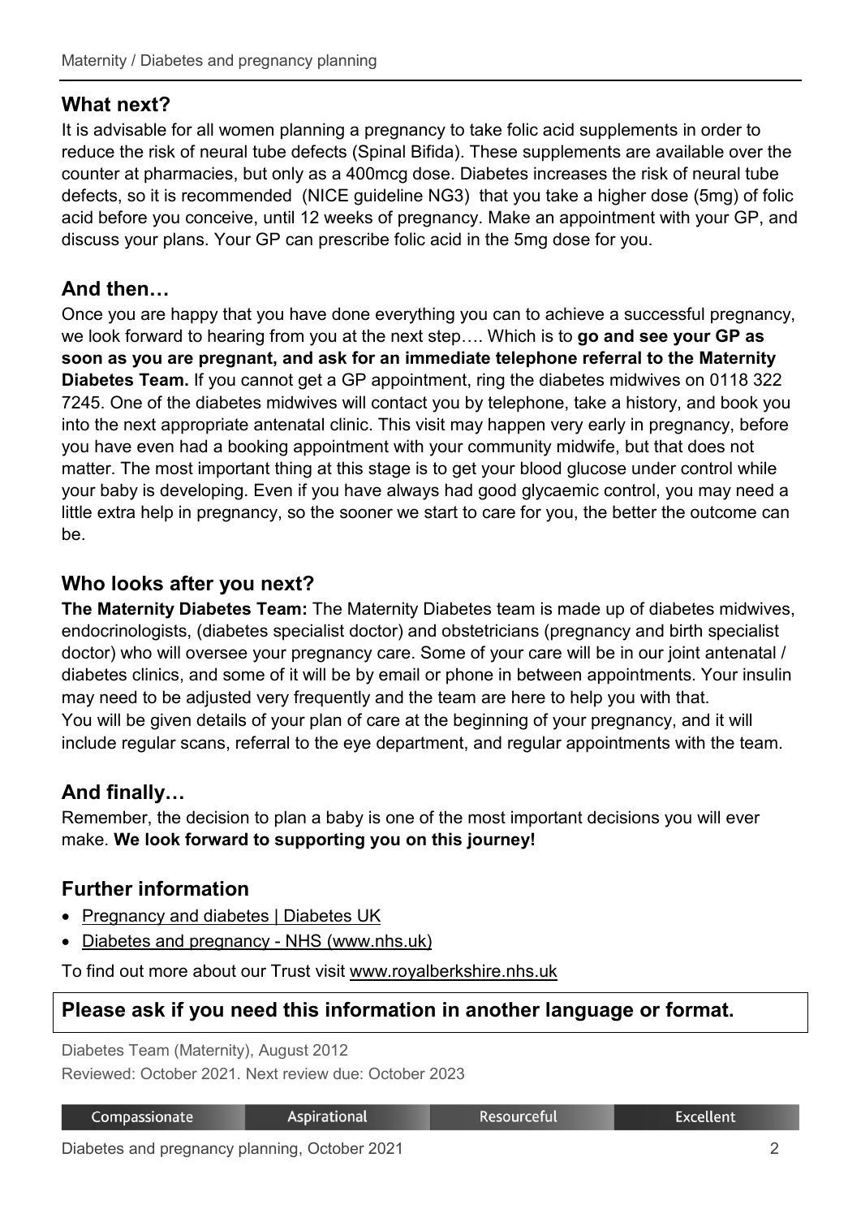## What next?

It is advisable for all women planning a pregnancy to take folic acid supplements in order to reduce the risk of neural tube defects (Spinal Bifida). These supplements are available over the counter at pharmacies, but only as a 400mcg dose. Diabetes increases the risk of neural tube defects, so it is recommended (NICE guideline NG3) that you take a higher dose (5mg) of folic acid before you conceive, until 12 weeks of pregnancy. Make an appointment with your GP, and discuss your plans. Your GP can prescribe folic acid in the 5mg dose for you.

## And then…

Once you are happy that you have done everything you can to achieve a successful pregnancy, we look forward to hearing from you at the next step…. Which is to **go and see your GP as soon as you are pregnant, and ask for an immediate telephone referral to the Maternity Diabetes Team.** If you cannot get a GP appointment, ring the diabetes midwives on 0118 322 7245. One of the diabetes midwives will contact you by telephone, take a history, and book you into the next appropriate antenatal clinic. This visit may happen very early in pregnancy, before you have even had a booking appointment with your community midwife, but that does not matter. The most important thing at this stage is to get your blood glucose under control while your baby is developing. Even if you have always had good glycaemic control, you may need a little extra help in pregnancy, so the sooner we start to care for you, the better the outcome can be.

## Who looks after you next?

**The Maternity Diabetes Team:** The Maternity Diabetes team is made up of diabetes midwives, endocrinologists, (diabetes specialist doctor) and obstetricians (pregnancy and birth specialist doctor) who will oversee your pregnancy care. Some of your care will be in our joint antenatal / diabetes clinics, and some of it will be by email or phone in between appointments. Your insulin may need to be adjusted very frequently and the team are here to help you with that.
You will be given details of your plan of care at the beginning of your pregnancy, and it will include regular scans, referral to the eye department, and regular appointments with the team.

## And finally…

Remember, the decision to plan a baby is one of the most important decisions you will ever make. **We look forward to supporting you on this journey!**

## Further information

- Pregnancy and diabetes | Diabetes UK
- Diabetes and pregnancy - NHS (www.nhs.uk)

To find out more about our Trust visit www.royalberkshire.nhs.uk

**Please ask if you need this information in another language or format.**

Diabetes Team (Maternity), August 2012
Reviewed: October 2021. Next review due: October 2023

Compassionate | Aspirational | Resourceful | Excellent